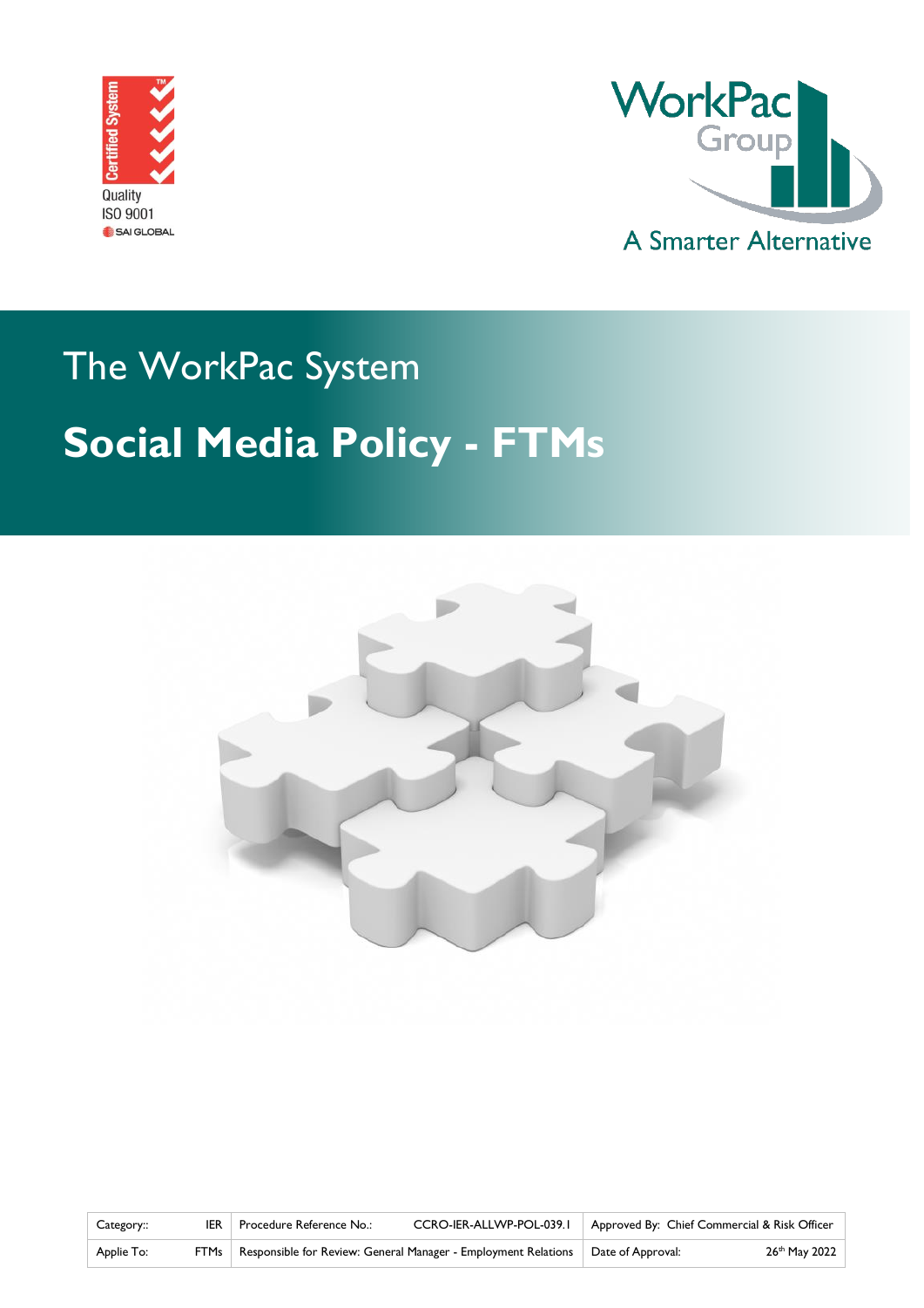Certified System

Quality
ISO 9001
SAI GLOBAL

WorkPac Group

A Smarter Alternative

The WorkPac System

# Social Media Policy - FTMs

| Category:: | IER | Procedure Reference No.: CCRO-IER-ALLWP-POL-039.1 | Approved By: Chief Commercial & Risk Officer |
|---|---|---|---|
| Applie To: | FTMs | Responsible for Review: General Manager - Employment Relations | Date of Approval: 26th May 2022 |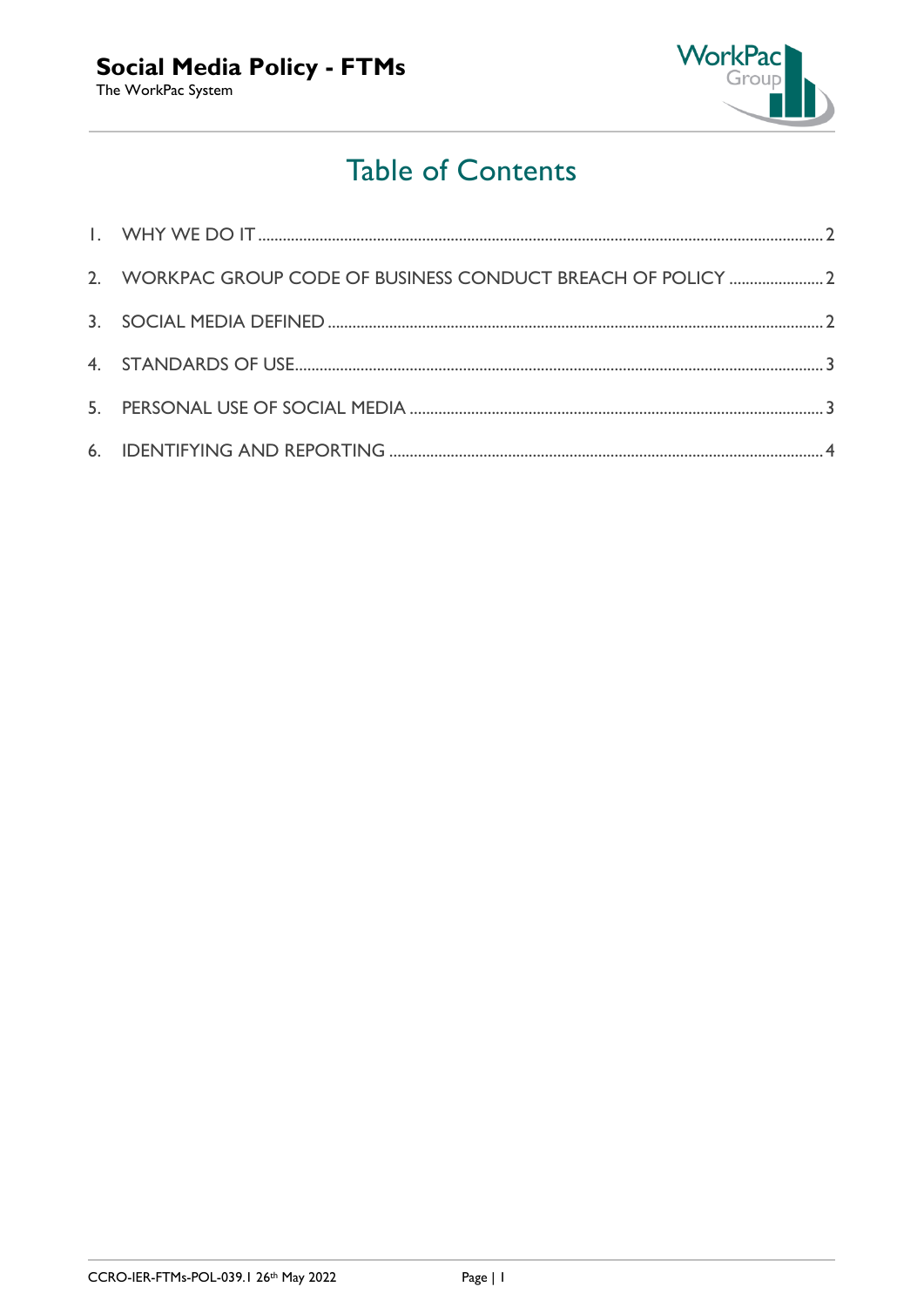# Table of Contents

1. WHY WE DO IT ........................................ 2
2. WORKPAC GROUP CODE OF BUSINESS CONDUCT BREACH OF POLICY ........................................ 2
3. SOCIAL MEDIA DEFINED ........................................ 2
4. STANDARDS OF USE ........................................ 3
5. PERSONAL USE OF SOCIAL MEDIA ........................................ 3
6. IDENTIFYING AND REPORTING ........................................ 4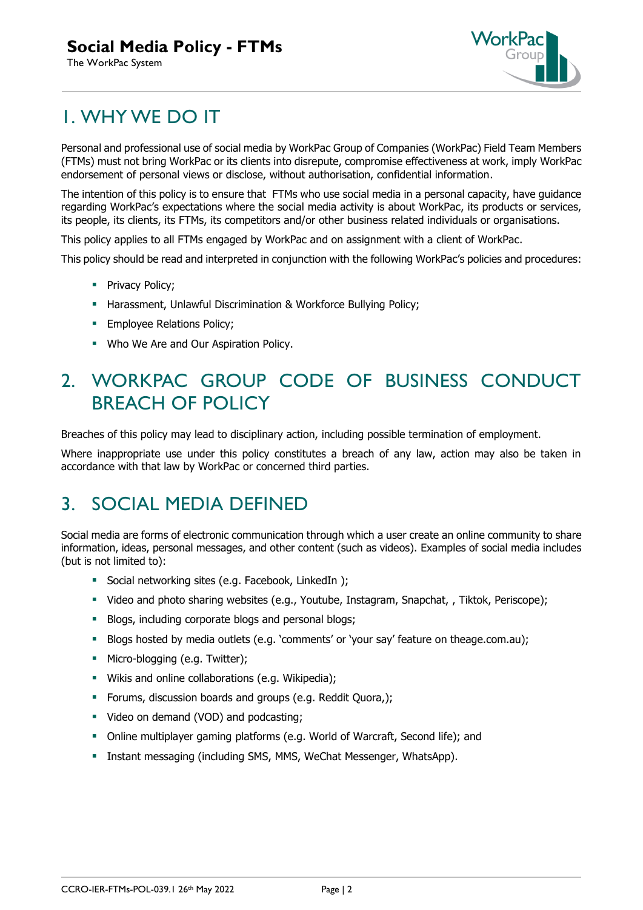# 1. WHY WE DO IT

Personal and professional use of social media by WorkPac Group of Companies (WorkPac) Field Team Members (FTMs) must not bring WorkPac or its clients into disrepute, compromise effectiveness at work, imply WorkPac endorsement of personal views or disclose, without authorisation, confidential information.

The intention of this policy is to ensure that FTMs who use social media in a personal capacity, have guidance regarding WorkPac's expectations where the social media activity is about WorkPac, its products or services, its people, its clients, its FTMs, its competitors and/or other business related individuals or organisations.

This policy applies to all FTMs engaged by WorkPac and on assignment with a client of WorkPac.

This policy should be read and interpreted in conjunction with the following WorkPac's policies and procedures:

- Privacy Policy;
- Harassment, Unlawful Discrimination & Workforce Bullying Policy;
- Employee Relations Policy;
- Who We Are and Our Aspiration Policy.

# 2. WORKPAC GROUP CODE OF BUSINESS CONDUCT BREACH OF POLICY

Breaches of this policy may lead to disciplinary action, including possible termination of employment.

Where inappropriate use under this policy constitutes a breach of any law, action may also be taken in accordance with that law by WorkPac or concerned third parties.

# 3. SOCIAL MEDIA DEFINED

Social media are forms of electronic communication through which a user create an online community to share information, ideas, personal messages, and other content (such as videos). Examples of social media includes (but is not limited to):

- Social networking sites (e.g. Facebook, LinkedIn );
- Video and photo sharing websites (e.g., Youtube, Instagram, Snapchat, , Tiktok, Periscope);
- Blogs, including corporate blogs and personal blogs;
- Blogs hosted by media outlets (e.g. 'comments' or 'your say' feature on theage.com.au);
- Micro-blogging (e.g. Twitter);
- Wikis and online collaborations (e.g. Wikipedia);
- Forums, discussion boards and groups (e.g. Reddit Quora,);
- Video on demand (VOD) and podcasting;
- Online multiplayer gaming platforms (e.g. World of Warcraft, Second life); and
- Instant messaging (including SMS, MMS, WeChat Messenger, WhatsApp).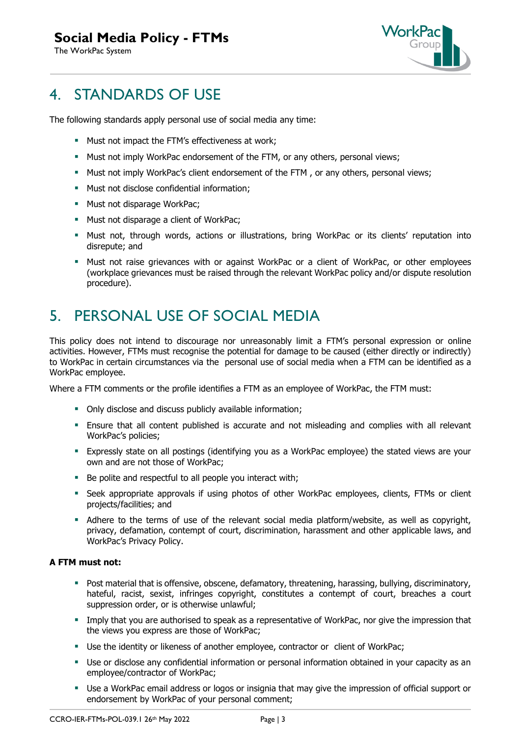## 4. STANDARDS OF USE

The following standards apply personal use of social media any time:

- Must not impact the FTM's effectiveness at work;
- Must not imply WorkPac endorsement of the FTM, or any others, personal views;
- Must not imply WorkPac's client endorsement of the FTM , or any others, personal views;
- Must not disclose confidential information;
- Must not disparage WorkPac;
- Must not disparage a client of WorkPac;
- Must not, through words, actions or illustrations, bring WorkPac or its clients' reputation into disrepute; and
- Must not raise grievances with or against WorkPac or a client of WorkPac, or other employees (workplace grievances must be raised through the relevant WorkPac policy and/or dispute resolution procedure).

## 5. PERSONAL USE OF SOCIAL MEDIA

This policy does not intend to discourage nor unreasonably limit a FTM's personal expression or online activities. However, FTMs must recognise the potential for damage to be caused (either directly or indirectly) to WorkPac in certain circumstances via the personal use of social media when a FTM can be identified as a WorkPac employee.

Where a FTM comments or the profile identifies a FTM as an employee of WorkPac, the FTM must:

- Only disclose and discuss publicly available information;
- Ensure that all content published is accurate and not misleading and complies with all relevant WorkPac's policies;
- Expressly state on all postings (identifying you as a WorkPac employee) the stated views are your own and are not those of WorkPac;
- Be polite and respectful to all people you interact with;
- Seek appropriate approvals if using photos of other WorkPac employees, clients, FTMs or client projects/facilities; and
- Adhere to the terms of use of the relevant social media platform/website, as well as copyright, privacy, defamation, contempt of court, discrimination, harassment and other applicable laws, and WorkPac's Privacy Policy.

**A FTM must not:**

- Post material that is offensive, obscene, defamatory, threatening, harassing, bullying, discriminatory, hateful, racist, sexist, infringes copyright, constitutes a contempt of court, breaches a court suppression order, or is otherwise unlawful;
- Imply that you are authorised to speak as a representative of WorkPac, nor give the impression that the views you express are those of WorkPac;
- Use the identity or likeness of another employee, contractor or client of WorkPac;
- Use or disclose any confidential information or personal information obtained in your capacity as an employee/contractor of WorkPac;
- Use a WorkPac email address or logos or insignia that may give the impression of official support or endorsement by WorkPac of your personal comment;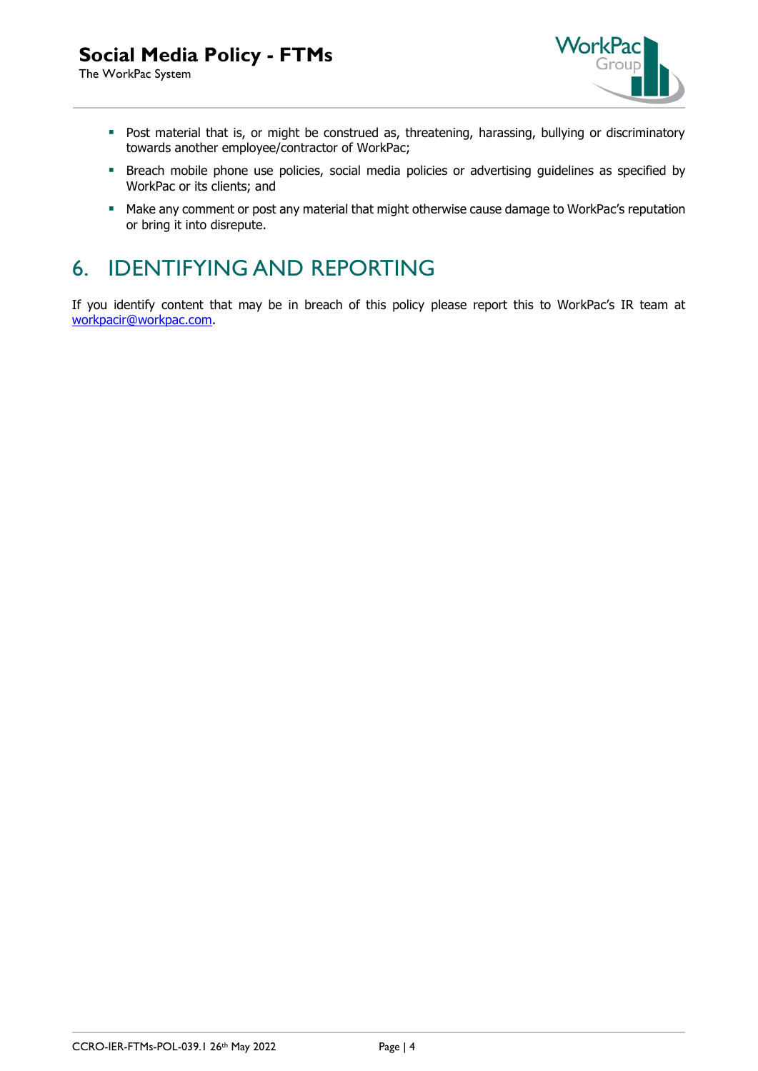- Post material that is, or might be construed as, threatening, harassing, bullying or discriminatory towards another employee/contractor of WorkPac;
- Breach mobile phone use policies, social media policies or advertising guidelines as specified by WorkPac or its clients; and
- Make any comment or post any material that might otherwise cause damage to WorkPac's reputation or bring it into disrepute.

# 6. IDENTIFYING AND REPORTING

If you identify content that may be in breach of this policy please report this to WorkPac's IR team at workpacir@workpac.com.